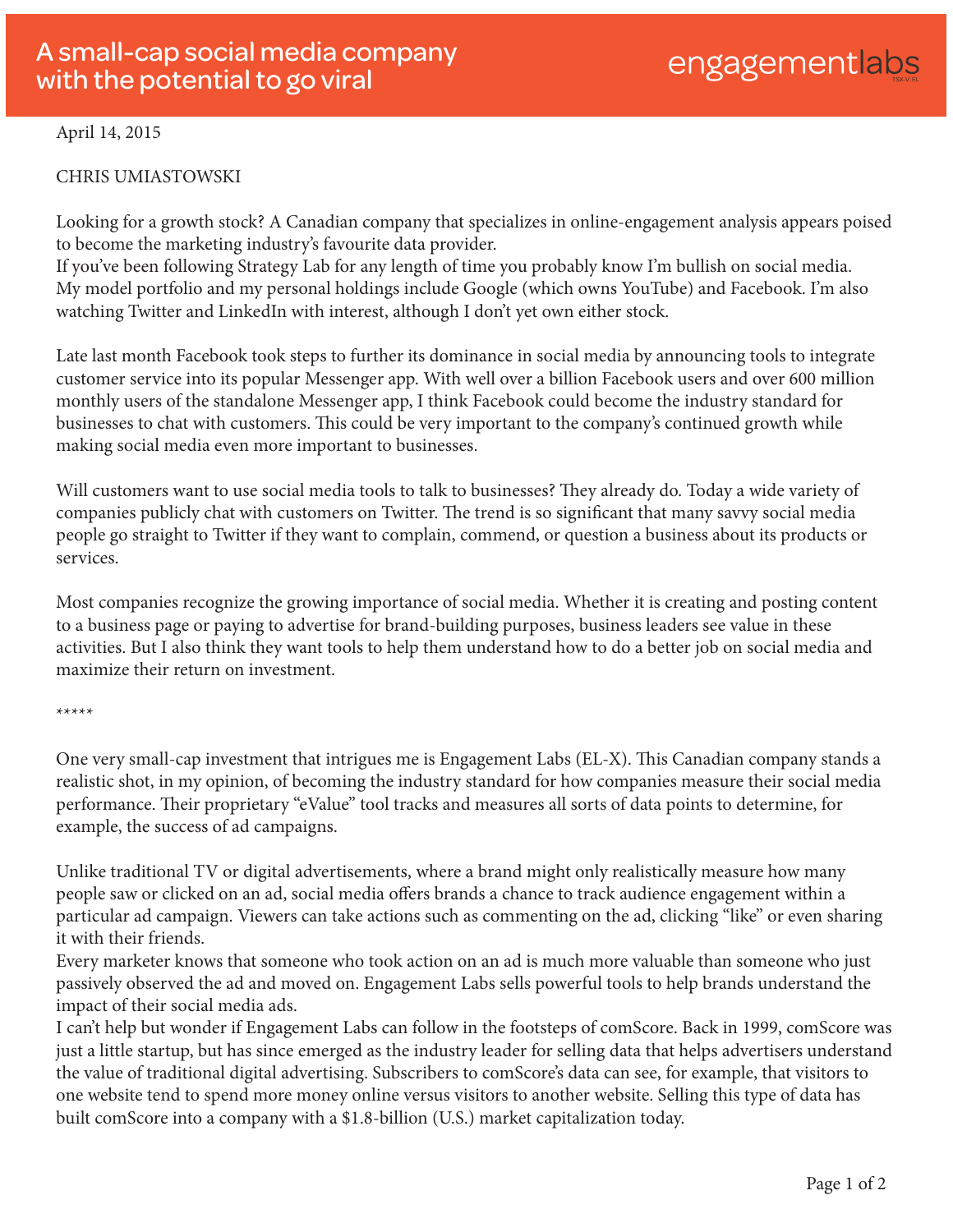# A small-cap social media company with the potential to go viral

engagementlabs

April 14, 2015

CHRIS UMIASTOWSKI

Looking for a growth stock? A Canadian company that specializes in online-engagement analysis appears poised to become the marketing industry's favourite data provider.

If you've been following Strategy Lab for any length of time you probably know I'm bullish on social media. My model portfolio and my personal holdings include Google (which owns YouTube) and Facebook. I'm also watching Twitter and LinkedIn with interest, although I don't yet own either stock.

Late last month Facebook took steps to further its dominance in social media by announcing tools to integrate customer service into its popular Messenger app. With well over a billion Facebook users and over 600 million monthly users of the standalone Messenger app, I think Facebook could become the industry standard for businesses to chat with customers. This could be very important to the company's continued growth while making social media even more important to businesses.

Will customers want to use social media tools to talk to businesses? They already do. Today a wide variety of companies publicly chat with customers on Twitter. The trend is so significant that many savvy social media people go straight to Twitter if they want to complain, commend, or question a business about its products or services.

Most companies recognize the growing importance of social media. Whether it is creating and posting content to a business page or paying to advertise for brand-building purposes, business leaders see value in these activities. But I also think they want tools to help them understand how to do a better job on social media and maximize their return on investment.

*****

One very small-cap investment that intrigues me is Engagement Labs (EL-X). This Canadian company stands a realistic shot, in my opinion, of becoming the industry standard for how companies measure their social media performance. Their proprietary "eValue" tool tracks and measures all sorts of data points to determine, for example, the success of ad campaigns.

Unlike traditional TV or digital advertisements, where a brand might only realistically measure how many people saw or clicked on an ad, social media offers brands a chance to track audience engagement within a particular ad campaign. Viewers can take actions such as commenting on the ad, clicking "like" or even sharing it with their friends.

Every marketer knows that someone who took action on an ad is much more valuable than someone who just passively observed the ad and moved on. Engagement Labs sells powerful tools to help brands understand the impact of their social media ads.

I can't help but wonder if Engagement Labs can follow in the footsteps of comScore. Back in 1999, comScore was just a little startup, but has since emerged as the industry leader for selling data that helps advertisers understand the value of traditional digital advertising. Subscribers to comScore's data can see, for example, that visitors to one website tend to spend more money online versus visitors to another website. Selling this type of data has built comScore into a company with a $1.8-billion (U.S.) market capitalization today.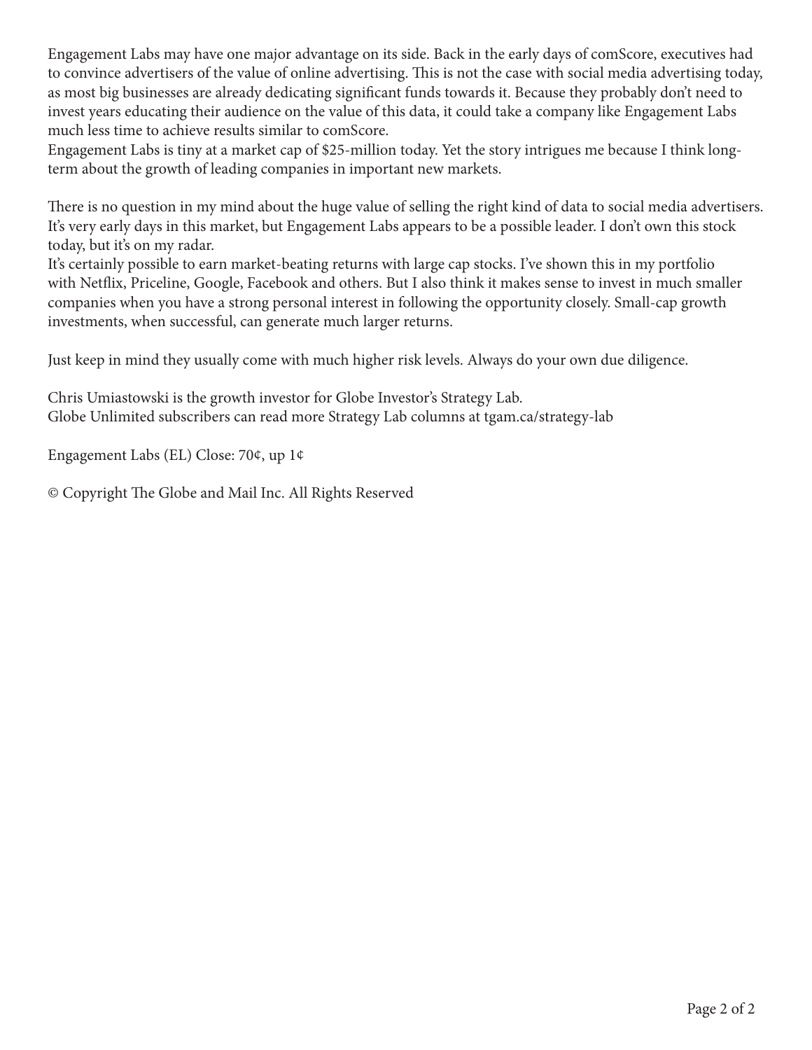Engagement Labs may have one major advantage on its side. Back in the early days of comScore, executives had to convince advertisers of the value of online advertising. This is not the case with social media advertising today, as most big businesses are already dedicating significant funds towards it. Because they probably don't need to invest years educating their audience on the value of this data, it could take a company like Engagement Labs much less time to achieve results similar to comScore.

Engagement Labs is tiny at a market cap of $25-million today. Yet the story intrigues me because I think long-term about the growth of leading companies in important new markets.

There is no question in my mind about the huge value of selling the right kind of data to social media advertisers. It's very early days in this market, but Engagement Labs appears to be a possible leader. I don't own this stock today, but it's on my radar.

It's certainly possible to earn market-beating returns with large cap stocks. I've shown this in my portfolio with Netflix, Priceline, Google, Facebook and others. But I also think it makes sense to invest in much smaller companies when you have a strong personal interest in following the opportunity closely. Small-cap growth investments, when successful, can generate much larger returns.

Just keep in mind they usually come with much higher risk levels. Always do your own due diligence.

Chris Umiastowski is the growth investor for Globe Investor's Strategy Lab.
Globe Unlimited subscribers can read more Strategy Lab columns at tgam.ca/strategy-lab

Engagement Labs (EL) Close: 70¢, up 1¢

© Copyright The Globe and Mail Inc. All Rights Reserved